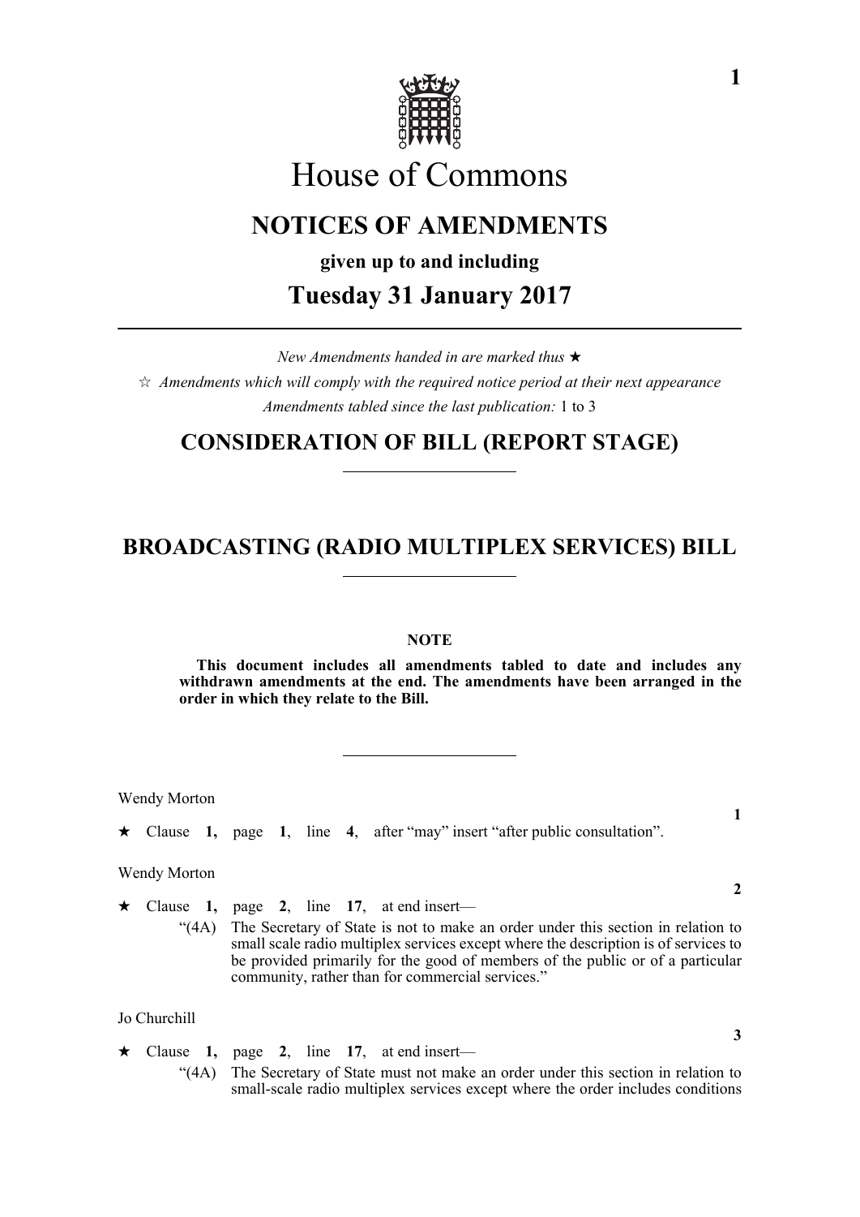# House of Commons

## NOTICES OF AMENDMENTS

**given up to and including**

## Tuesday 31 January 2017

*New Amendments handed in are marked thus* ★

☆ *Amendments which will comply with the required notice period at their next appearance*

*Amendments tabled since the last publication:* 1 to 3

## CONSIDERATION OF BILL (REPORT STAGE)

## BROADCASTING (RADIO MULTIPLEX SERVICES) BILL

**NOTE**

**This document includes all amendments tabled to date and includes any withdrawn amendments at the end. The amendments have been arranged in the order in which they relate to the Bill.**

Wendy Morton

**1**

★ Clause **1**, page **1**, line **4**, after "may" insert "after public consultation".

Wendy Morton

**2**

★ Clause **1**, page **2**, line **17**, at end insert—

"(4A) The Secretary of State is not to make an order under this section in relation to small scale radio multiplex services except where the description is of services to be provided primarily for the good of members of the public or of a particular community, rather than for commercial services."

Jo Churchill

**3**

★ Clause **1**, page **2**, line **17**, at end insert—

"(4A) The Secretary of State must not make an order under this section in relation to small-scale radio multiplex services except where the order includes conditions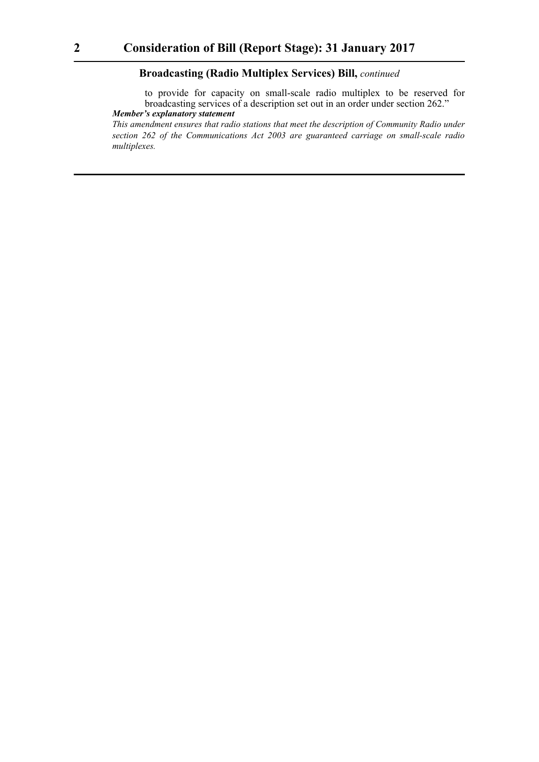**Broadcasting (Radio Multiplex Services) Bill,** *continued*

to provide for capacity on small-scale radio multiplex to be reserved for broadcasting services of a description set out in an order under section 262."

***Member's explanatory statement***

*This amendment ensures that radio stations that meet the description of Community Radio under section 262 of the Communications Act 2003 are guaranteed carriage on small-scale radio multiplexes.*